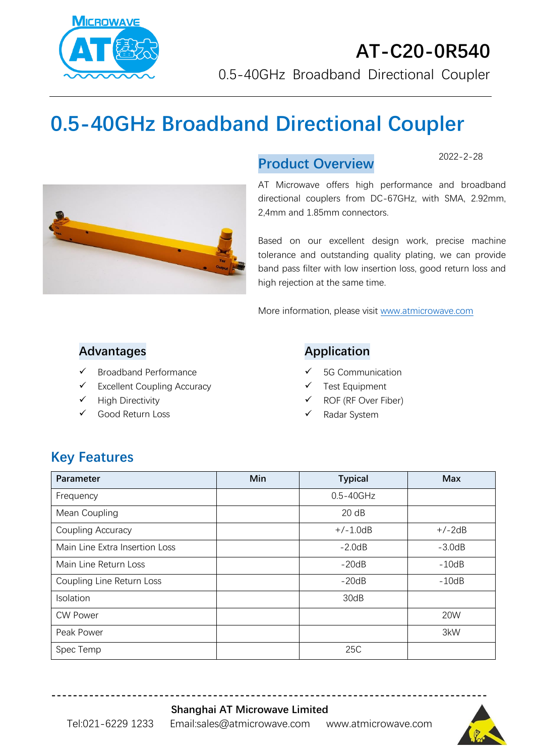# AT-C20-0R540

0.5-40GHz Broadband Directional Coupler

# 0.5-40GHz Broadband Directional Coupler

## Product Overview

2022-2-28

AT Microwave offers high performance and broadband directional couplers from DC-67GHz, with SMA, 2.92mm, 2,4mm and 1.85mm connectors.

Based on our excellent design work, precise machine tolerance and outstanding quality plating, we can provide band pass filter with low insertion loss, good return loss and high rejection at the same time.

More information, please visit www.atmicrowave.com

## Advantages

- ✓ Broadband Performance
- ✓ Excellent Coupling Accuracy
- ✓ High Directivity
- ✓ Good Return Loss

## Application

- ✓ 5G Communication
- ✓ Test Equipment
- ✓ ROF (RF Over Fiber)
- ✓ Radar System

## Key Features

| Parameter | Min | Typical | Max |
|---|---|---|---|
| Frequency | | 0.5-40GHz | |
| Mean Coupling | | 20 dB | |
| Coupling Accuracy | | +/-1.0dB | +/-2dB |
| Main Line Extra Insertion Loss | | -2.0dB | -3.0dB |
| Main Line Return Loss | | -20dB | -10dB |
| Coupling Line Return Loss | | -20dB | -10dB |
| Isolation | | 30dB | |
| CW Power | | | 20W |
| Peak Power | | | 3kW |
| Spec Temp | | 25C | |

**Shanghai AT Microwave Limited**

Tel:021-6229 1233 Email:sales@atmicrowave.com www.atmicrowave.com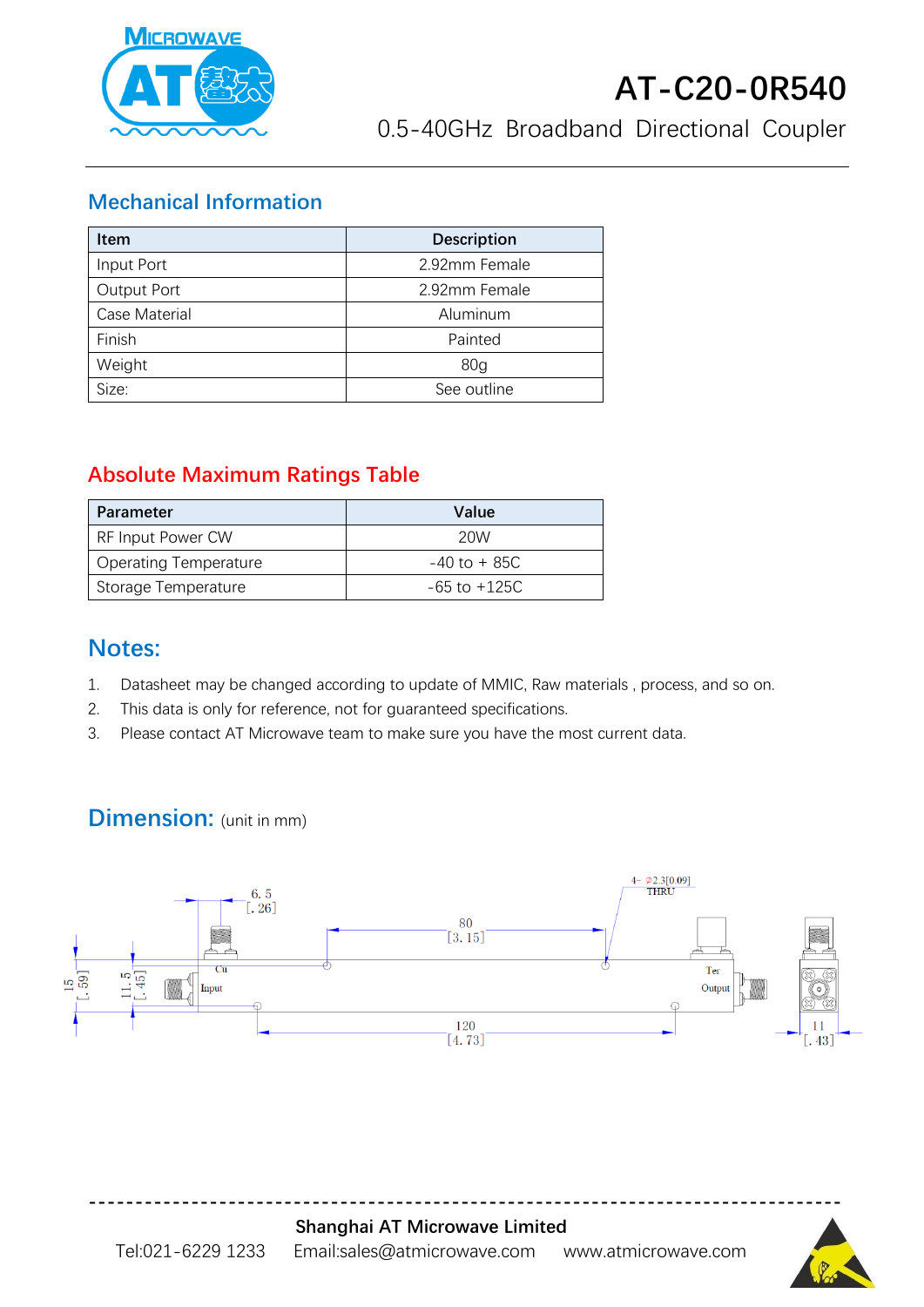# AT-C20-0R540

0.5-40GHz Broadband Directional Coupler

## Mechanical Information

| Item | Description |
|---|---|
| Input Port | 2.92mm Female |
| Output Port | 2.92mm Female |
| Case Material | Aluminum |
| Finish | Painted |
| Weight | 80g |
| Size: | See outline |

## Absolute Maximum Ratings Table

| Parameter | Value |
|---|---|
| RF Input Power CW | 20W |
| Operating Temperature | -40 to + 85C |
| Storage Temperature | -65 to +125C |

## Notes:

1. Datasheet may be changed according to update of MMIC, Raw materials , process, and so on.
2. This data is only for reference, not for guaranteed specifications.
3. Please contact AT Microwave team to make sure you have the most current data.

## Dimension: (unit in mm)

4- ⌀2.3[0.09] THRU

6.5 [.26]

80 [3.15]

120 [4.73]

15 [.59]

11.5 [.45]

11 [.43]

Cu

Input

Ter

Output

Shanghai AT Microwave Limited

Tel:021-6229 1233 Email:sales@atmicrowave.com www.atmicrowave.com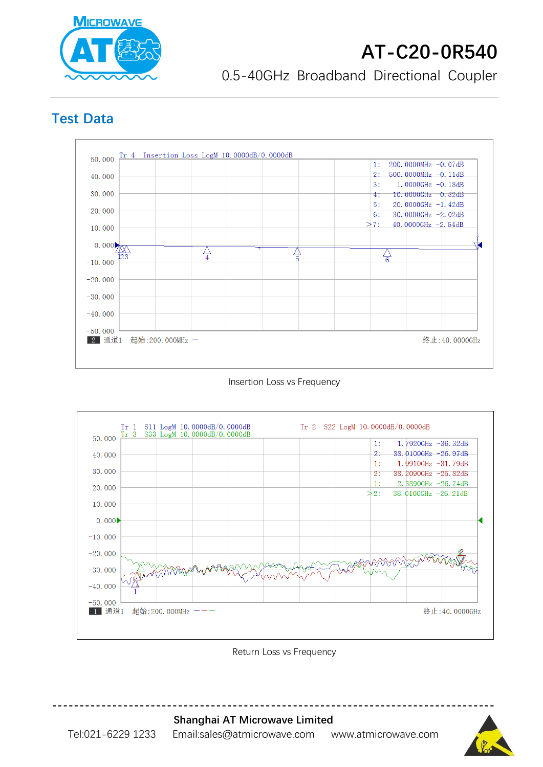## Test Data

Tr 4 Insertion Loss LogM 10.0000dB/0.0000dB

| Marker | Frequency | Value |
|---|---|---|
| 1: | 200.0000MHz | -0.07dB |
| 2: | 500.0000MHz | -0.11dB |
| 3: | 1.0000GHz | -0.18dB |
| 4: | 10.0000GHz | -0.82dB |
| 5: | 20.0000GHz | -1.42dB |
| 6: | 30.0000GHz | -2.02dB |
| >7: | 40.0000GHz | -2.54dB |

2 通道1 起始:200.000MHz 终止:40.0000GHz

Insertion Loss vs Frequency

Tr 1 S11 LogM 10.0000dB/0.0000dB
Tr 3 S33 LogM 10.0000dB/0.0000dB
Tr 2 S22 LogM 10.0000dB/0.0000dB

| Marker | Frequency | Value |
|---|---|---|
| 1: | 1.7920GHz | -36.32dB |
| 2: | 38.0100GHz | -26.97dB |
| 1: | 1.9910GHz | -31.79dB |
| 2: | 38.2090GHz | -25.82dB |
| 1: | 2.3890GHz | -26.74dB |
| >2: | 38.0100GHz | -26.21dB |

1 通道1 起始:200.000MHz 终止:40.0000GHz

Return Loss vs Frequency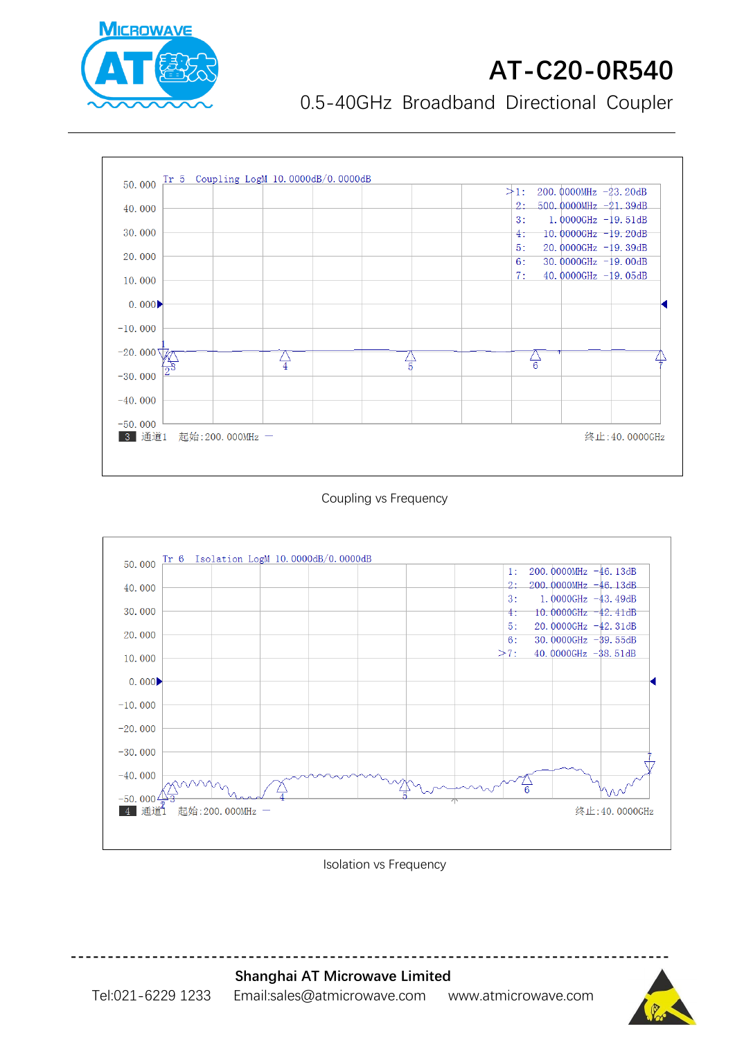# AT-C20-0R540

0.5-40GHz Broadband Directional Coupler

Tr 5 Coupling LogM 10.0000dB/0.0000dB

50.000
40.000
30.000
20.000
10.000
0.000
-10.000
-20.000
-30.000
-40.000
-50.000

>1: 200.0000MHz -23.20dB
2: 500.0000MHz -21.39dB
3: 1.0000GHz -19.51dB
4: 10.0000GHz -19.20dB
5: 20.0000GHz -19.39dB
6: 30.0000GHz -19.00dB
7: 40.0000GHz -19.05dB

3 通道1 起始:200.000MHz — 终止:40.0000GHz

Coupling vs Frequency

Tr 6 Isolation LogM 10.0000dB/0.0000dB

50.000
40.000
30.000
20.000
10.000
0.000
-10.000
-20.000
-30.000
-40.000
-50.000

1: 200.0000MHz -46.13dB
2: 200.0000MHz -46.13dB
3: 1.0000GHz -43.49dB
4: 10.0000GHz -42.41dB
5: 20.0000GHz -42.31dB
6: 30.0000GHz -39.55dB
>7: 40.0000GHz -38.51dB

4 通道1 起始:200.000MHz — 终止:40.0000GHz

Isolation vs Frequency

**Shanghai AT Microwave Limited**

Tel:021-6229 1233 Email:sales@atmicrowave.com www.atmicrowave.com